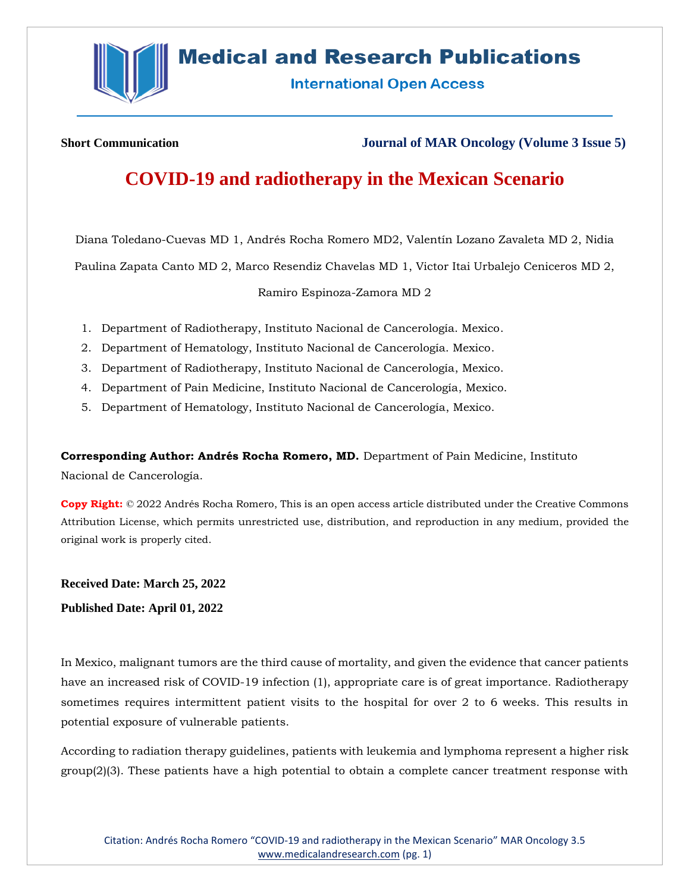**Short Communication**

**Journal of MAR Oncology (Volume 3 Issue 5)**

# COVID-19 and radiotherapy in the Mexican Scenario

Diana Toledano-Cuevas MD 1, Andrés Rocha Romero MD2, Valentín Lozano Zavaleta MD 2, Nidia Paulina Zapata Canto MD 2, Marco Resendiz Chavelas MD 1, Victor Itai Urbalejo Ceniceros MD 2, Ramiro Espinoza-Zamora MD 2

1. Department of Radiotherapy, Instituto Nacional de Cancerología. Mexico.
2. Department of Hematology, Instituto Nacional de Cancerología. Mexico.
3. Department of Radiotherapy, Instituto Nacional de Cancerología, Mexico.
4. Department of Pain Medicine, Instituto Nacional de Cancerología, Mexico.
5. Department of Hematology, Instituto Nacional de Cancerología, Mexico.

**Corresponding Author: Andrés Rocha Romero, MD.** Department of Pain Medicine, Instituto Nacional de Cancerología.

**Copy Right:** © 2022 Andrés Rocha Romero, This is an open access article distributed under the Creative Commons Attribution License, which permits unrestricted use, distribution, and reproduction in any medium, provided the original work is properly cited.

**Received Date: March 25, 2022**

**Published Date: April 01, 2022**

In Mexico, malignant tumors are the third cause of mortality, and given the evidence that cancer patients have an increased risk of COVID-19 infection (1), appropriate care is of great importance. Radiotherapy sometimes requires intermittent patient visits to the hospital for over 2 to 6 weeks. This results in potential exposure of vulnerable patients.

According to radiation therapy guidelines, patients with leukemia and lymphoma represent a higher risk group(2)(3). These patients have a high potential to obtain a complete cancer treatment response with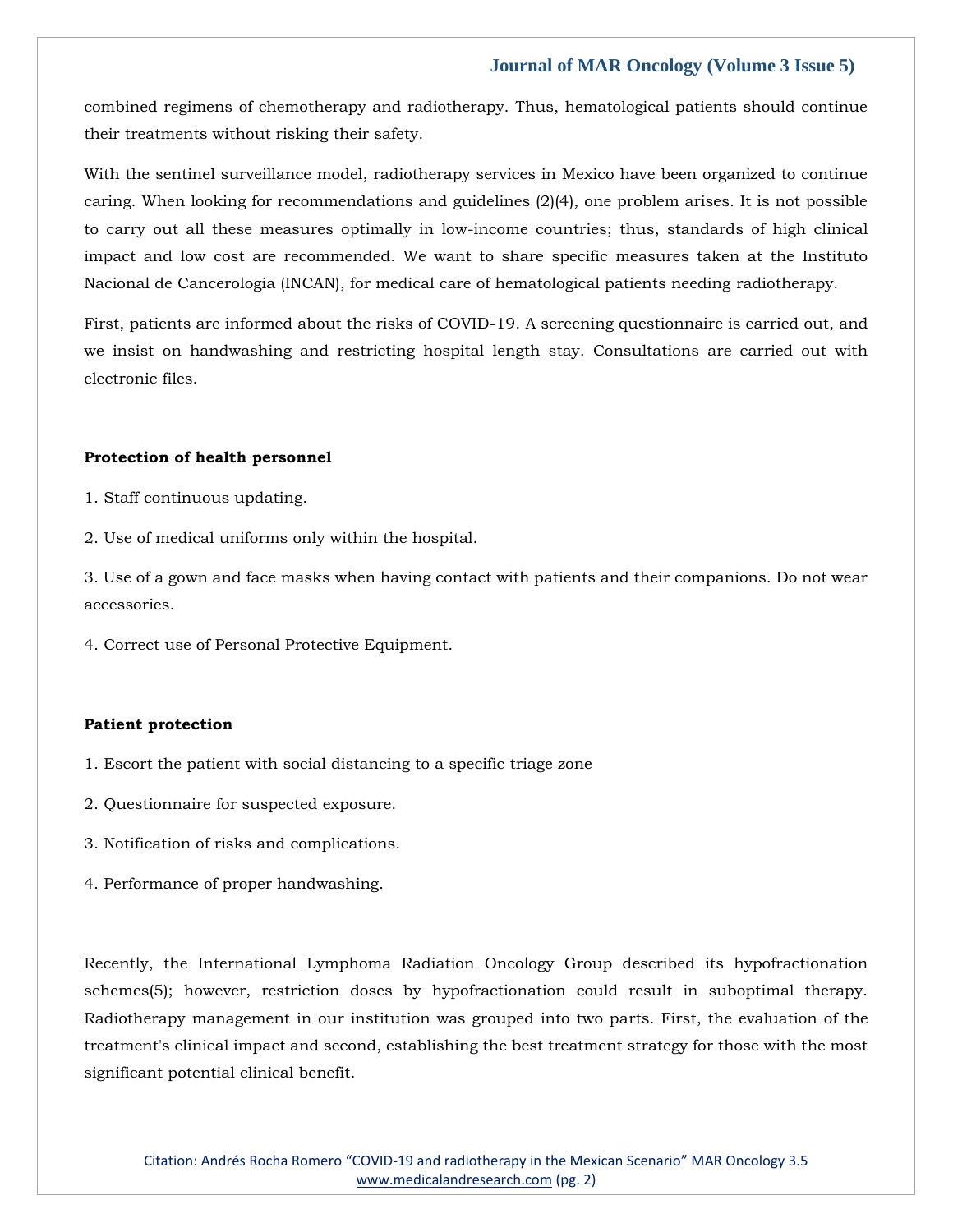combined regimens of chemotherapy and radiotherapy. Thus, hematological patients should continue their treatments without risking their safety.

With the sentinel surveillance model, radiotherapy services in Mexico have been organized to continue caring. When looking for recommendations and guidelines (2)(4), one problem arises. It is not possible to carry out all these measures optimally in low-income countries; thus, standards of high clinical impact and low cost are recommended. We want to share specific measures taken at the Instituto Nacional de Cancerologia (INCAN), for medical care of hematological patients needing radiotherapy.

First, patients are informed about the risks of COVID-19. A screening questionnaire is carried out, and we insist on handwashing and restricting hospital length stay. Consultations are carried out with electronic files.

**Protection of health personnel**

1. Staff continuous updating.
2. Use of medical uniforms only within the hospital.
3. Use of a gown and face masks when having contact with patients and their companions. Do not wear accessories.
4. Correct use of Personal Protective Equipment.

**Patient protection**

1. Escort the patient with social distancing to a specific triage zone
2. Questionnaire for suspected exposure.
3. Notification of risks and complications.
4. Performance of proper handwashing.

Recently, the International Lymphoma Radiation Oncology Group described its hypofractionation schemes(5); however, restriction doses by hypofractionation could result in suboptimal therapy. Radiotherapy management in our institution was grouped into two parts. First, the evaluation of the treatment's clinical impact and second, establishing the best treatment strategy for those with the most significant potential clinical benefit.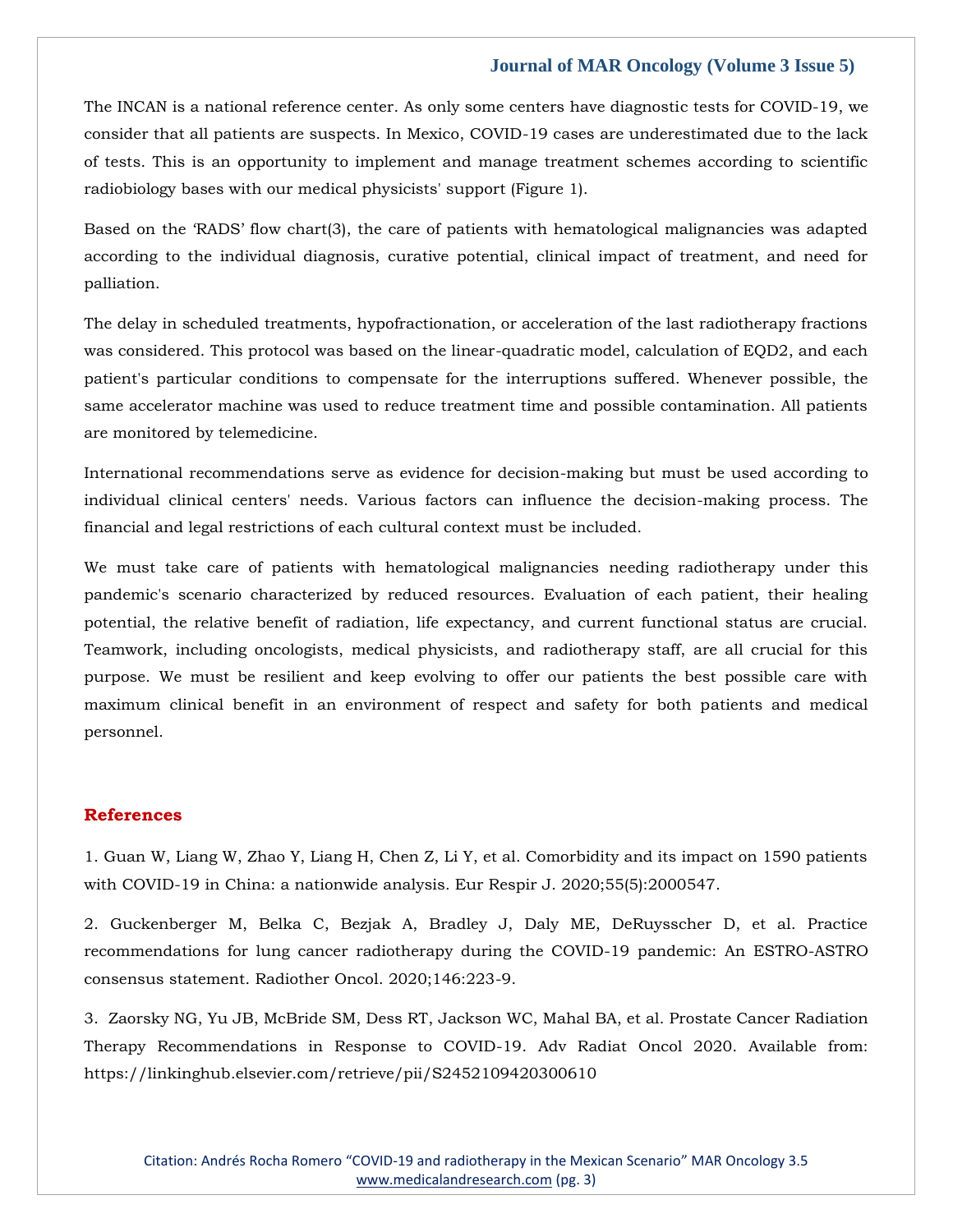The INCAN is a national reference center. As only some centers have diagnostic tests for COVID-19, we consider that all patients are suspects. In Mexico, COVID-19 cases are underestimated due to the lack of tests. This is an opportunity to implement and manage treatment schemes according to scientific radiobiology bases with our medical physicists' support (Figure 1).

Based on the 'RADS' flow chart(3), the care of patients with hematological malignancies was adapted according to the individual diagnosis, curative potential, clinical impact of treatment, and need for palliation.

The delay in scheduled treatments, hypofractionation, or acceleration of the last radiotherapy fractions was considered. This protocol was based on the linear-quadratic model, calculation of EQD2, and each patient's particular conditions to compensate for the interruptions suffered. Whenever possible, the same accelerator machine was used to reduce treatment time and possible contamination. All patients are monitored by telemedicine.

International recommendations serve as evidence for decision-making but must be used according to individual clinical centers' needs. Various factors can influence the decision-making process. The financial and legal restrictions of each cultural context must be included.

We must take care of patients with hematological malignancies needing radiotherapy under this pandemic's scenario characterized by reduced resources. Evaluation of each patient, their healing potential, the relative benefit of radiation, life expectancy, and current functional status are crucial. Teamwork, including oncologists, medical physicists, and radiotherapy staff, are all crucial for this purpose. We must be resilient and keep evolving to offer our patients the best possible care with maximum clinical benefit in an environment of respect and safety for both patients and medical personnel.

## References

1. Guan W, Liang W, Zhao Y, Liang H, Chen Z, Li Y, et al. Comorbidity and its impact on 1590 patients with COVID-19 in China: a nationwide analysis. Eur Respir J. 2020;55(5):2000547.

2. Guckenberger M, Belka C, Bezjak A, Bradley J, Daly ME, DeRuysscher D, et al. Practice recommendations for lung cancer radiotherapy during the COVID-19 pandemic: An ESTRO-ASTRO consensus statement. Radiother Oncol. 2020;146:223-9.

3. Zaorsky NG, Yu JB, McBride SM, Dess RT, Jackson WC, Mahal BA, et al. Prostate Cancer Radiation Therapy Recommendations in Response to COVID-19. Adv Radiat Oncol 2020. Available from: https://linkinghub.elsevier.com/retrieve/pii/S2452109420300610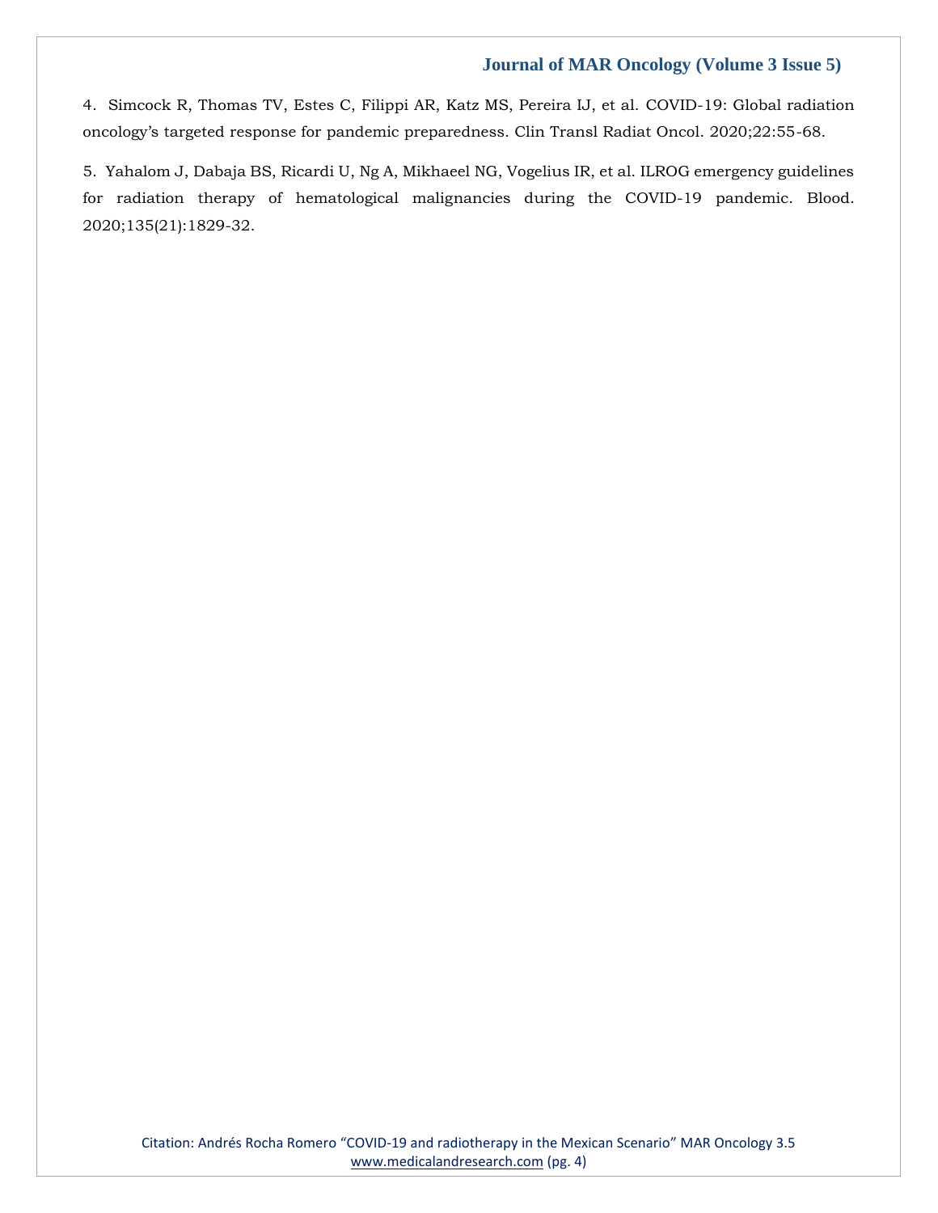4. Simcock R, Thomas TV, Estes C, Filippi AR, Katz MS, Pereira IJ, et al. COVID-19: Global radiation oncology's targeted response for pandemic preparedness. Clin Transl Radiat Oncol. 2020;22:55-68.

5. Yahalom J, Dabaja BS, Ricardi U, Ng A, Mikhaeel NG, Vogelius IR, et al. ILROG emergency guidelines for radiation therapy of hematological malignancies during the COVID-19 pandemic. Blood. 2020;135(21):1829-32.